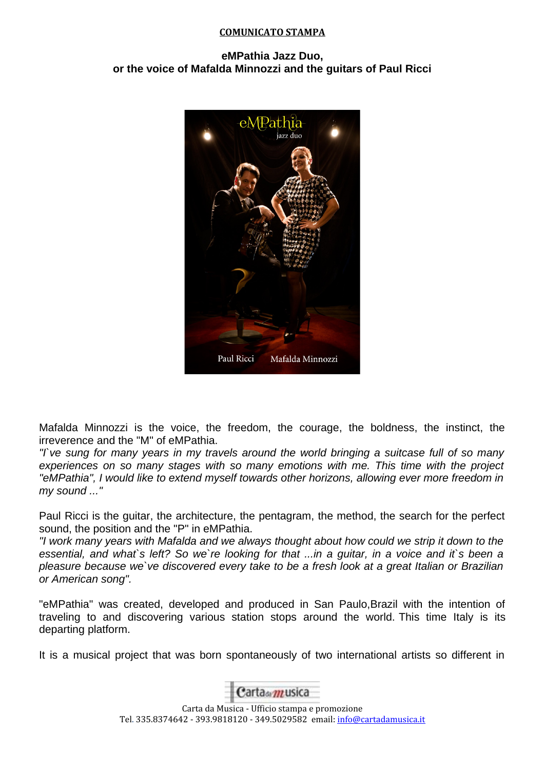**COMUNICATO STAMPA**

**eMPathia Jazz Duo,**
**or the voice of Mafalda Minnozzi and the guitars of Paul Ricci**

Mafalda Minnozzi is the voice, the freedom, the courage, the boldness, the instinct, the irreverence and the "M" of eMPathia.

*"I`ve sung for many years in my travels around the world bringing a suitcase full of so many experiences on so many stages with so many emotions with me. This time with the project "eMPathia", I would like to extend myself towards other horizons, allowing ever more freedom in my sound ..."*

Paul Ricci is the guitar, the architecture, the pentagram, the method, the search for the perfect sound, the position and the "P" in eMPathia.

*"I work many years with Mafalda and we always thought about how could we strip it down to the essential, and what`s left? So we`re looking for that ...in a guitar, in a voice and it`s been a pleasure because we`ve discovered every take to be a fresh look at a great Italian or Brazilian or American song".*

"eMPathia" was created, developed and produced in San Paulo,Brazil with the intention of traveling to and discovering various station stops around the world. This time Italy is its departing platform.

It is a musical project that was born spontaneously of two international artists so different in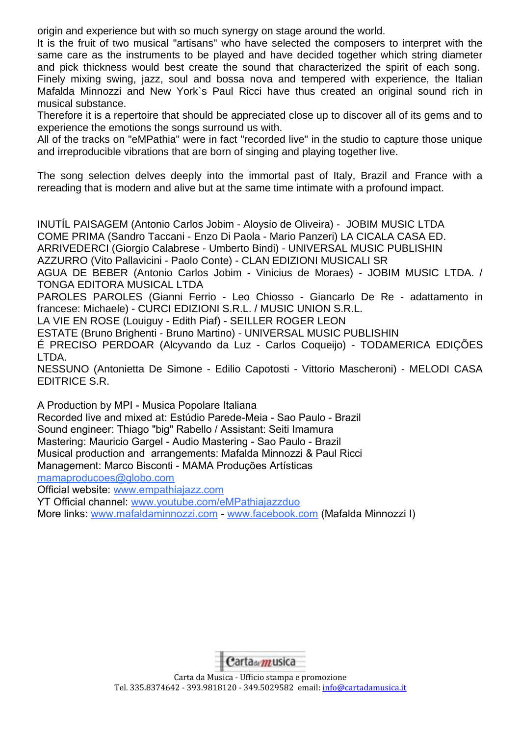origin and experience but with so much synergy on stage around the world.
It is the fruit of two musical "artisans" who have selected the composers to interpret with the same care as the instruments to be played and have decided together which string diameter and pick thickness would best create the sound that characterized the spirit of each song. Finely mixing swing, jazz, soul and bossa nova and tempered with experience, the Italian Mafalda Minnozzi and New York`s Paul Ricci have thus created an original sound rich in musical substance.
Therefore it is a repertoire that should be appreciated close up to discover all of its gems and to experience the emotions the songs surround us with.
All of the tracks on "eMPathia" were in fact "recorded live" in the studio to capture those unique and irreproducible vibrations that are born of singing and playing together live.

The song selection delves deeply into the immortal past of Italy, Brazil and France with a rereading that is modern and alive but at the same time intimate with a profound impact.

INUTÍL PAISAGEM (Antonio Carlos Jobim - Aloysio de Oliveira) - JOBIM MUSIC LTDA
COME PRIMA (Sandro Taccani - Enzo Di Paola - Mario Panzeri) LA CICALA CASA ED.
ARRIVEDERCI (Giorgio Calabrese - Umberto Bindi) - UNIVERSAL MUSIC PUBLISHIN
AZZURRO (Vito Pallavicini - Paolo Conte) - CLAN EDIZIONI MUSICALI SR
AGUA DE BEBER (Antonio Carlos Jobim - Vinicius de Moraes) - JOBIM MUSIC LTDA. / TONGA EDITORA MUSICAL LTDA
PAROLES PAROLES (Gianni Ferrio - Leo Chiosso - Giancarlo De Re - adattamento in francese: Michaele) - CURCI EDIZIONI S.R.L. / MUSIC UNION S.R.L.
LA VIE EN ROSE (Louiguy - Edith Piaf) - SEILLER ROGER LEON
ESTATE (Bruno Brighenti - Bruno Martino) - UNIVERSAL MUSIC PUBLISHIN
É PRECISO PERDOAR (Alcyvando da Luz - Carlos Coqueijo) - TODAMERICA EDIÇÕES LTDA.
NESSUNO (Antonietta De Simone - Edilio Capotosti - Vittorio Mascheroni) - MELODI CASA EDITRICE S.R.

A Production by MPI - Musica Popolare Italiana
Recorded live and mixed at: Estúdio Parede-Meia - Sao Paulo - Brazil
Sound engineer: Thiago "big" Rabello / Assistant: Seiti Imamura
Mastering: Mauricio Gargel - Audio Mastering - Sao Paulo - Brazil
Musical production and arrangements: Mafalda Minnozzi & Paul Ricci
Management: Marco Bisconti - MAMA Produções Artísticas
mamaproducoes@globo.com
Official website: www.empathiajazz.com
YT Official channel: www.youtube.com/eMPathiajazzduo
More links: www.mafaldaminnozzi.com - www.facebook.com (Mafalda Minnozzi I)

Carta da Musica

Carta da Musica - Ufficio stampa e promozione
Tel. 335.8374642 - 393.9818120 - 349.5029582 email: info@cartadamusica.it